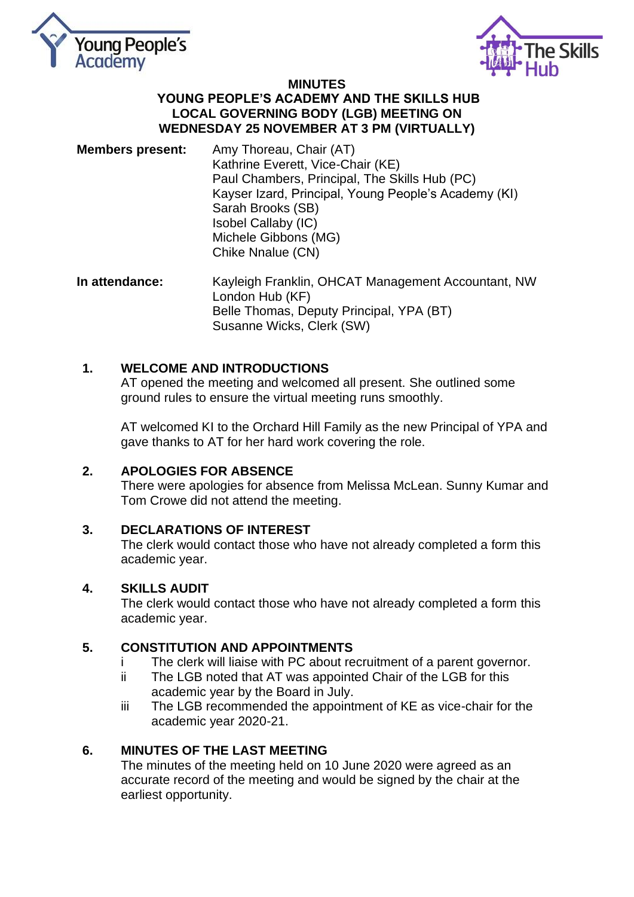# MINUTES

## YOUNG PEOPLE'S ACADEMY AND THE SKILLS HUB LOCAL GOVERNING BODY (LGB) MEETING ON WEDNESDAY 25 NOVEMBER AT 3 PM (VIRTUALLY)

**Members present:**
Amy Thoreau, Chair (AT)
Kathrine Everett, Vice-Chair (KE)
Paul Chambers, Principal, The Skills Hub (PC)
Kayser Izard, Principal, Young People's Academy (KI)
Sarah Brooks (SB)
Isobel Callaby (IC)
Michele Gibbons (MG)
Chike Nnalue (CN)

**In attendance:**
Kayleigh Franklin, OHCAT Management Accountant, NW London Hub (KF)
Belle Thomas, Deputy Principal, YPA (BT)
Susanne Wicks, Clerk (SW)

### 1. WELCOME AND INTRODUCTIONS

AT opened the meeting and welcomed all present. She outlined some ground rules to ensure the virtual meeting runs smoothly.

AT welcomed KI to the Orchard Hill Family as the new Principal of YPA and gave thanks to AT for her hard work covering the role.

### 2. APOLOGIES FOR ABSENCE

There were apologies for absence from Melissa McLean. Sunny Kumar and Tom Crowe did not attend the meeting.

### 3. DECLARATIONS OF INTEREST

The clerk would contact those who have not already completed a form this academic year.

### 4. SKILLS AUDIT

The clerk would contact those who have not already completed a form this academic year.

### 5. CONSTITUTION AND APPOINTMENTS

- i The clerk will liaise with PC about recruitment of a parent governor.
- ii The LGB noted that AT was appointed Chair of the LGB for this academic year by the Board in July.
- iii The LGB recommended the appointment of KE as vice-chair for the academic year 2020-21.

### 6. MINUTES OF THE LAST MEETING

The minutes of the meeting held on 10 June 2020 were agreed as an accurate record of the meeting and would be signed by the chair at the earliest opportunity.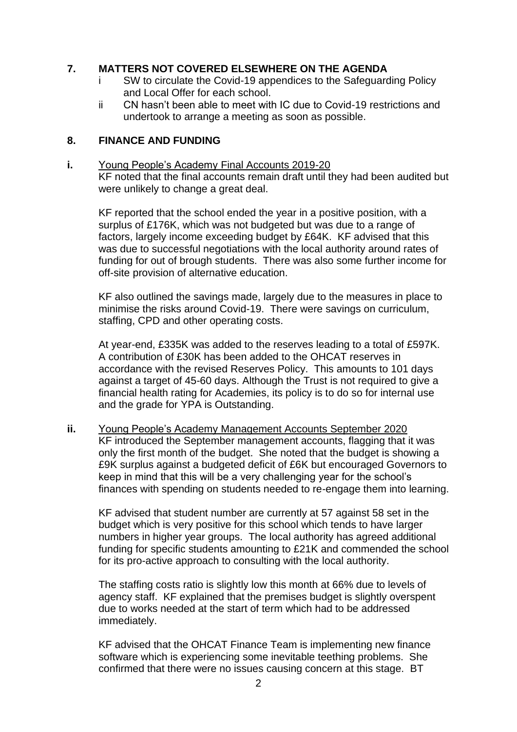## 7. MATTERS NOT COVERED ELSEWHERE ON THE AGENDA

i. SW to circulate the Covid-19 appendices to the Safeguarding Policy and Local Offer for each school.

ii. CN hasn't been able to meet with IC due to Covid-19 restrictions and undertook to arrange a meeting as soon as possible.

## 8. FINANCE AND FUNDING

**i.** Young People's Academy Final Accounts 2019-20

KF noted that the final accounts remain draft until they had been audited but were unlikely to change a great deal.

KF reported that the school ended the year in a positive position, with a surplus of £176K, which was not budgeted but was due to a range of factors, largely income exceeding budget by £64K. KF advised that this was due to successful negotiations with the local authority around rates of funding for out of brough students. There was also some further income for off-site provision of alternative education.

KF also outlined the savings made, largely due to the measures in place to minimise the risks around Covid-19. There were savings on curriculum, staffing, CPD and other operating costs.

At year-end, £335K was added to the reserves leading to a total of £597K. A contribution of £30K has been added to the OHCAT reserves in accordance with the revised Reserves Policy. This amounts to 101 days against a target of 45-60 days. Although the Trust is not required to give a financial health rating for Academies, its policy is to do so for internal use and the grade for YPA is Outstanding.

**ii.** Young People's Academy Management Accounts September 2020

KF introduced the September management accounts, flagging that it was only the first month of the budget. She noted that the budget is showing a £9K surplus against a budgeted deficit of £6K but encouraged Governors to keep in mind that this will be a very challenging year for the school's finances with spending on students needed to re-engage them into learning.

KF advised that student number are currently at 57 against 58 set in the budget which is very positive for this school which tends to have larger numbers in higher year groups. The local authority has agreed additional funding for specific students amounting to £21K and commended the school for its pro-active approach to consulting with the local authority.

The staffing costs ratio is slightly low this month at 66% due to levels of agency staff. KF explained that the premises budget is slightly overspent due to works needed at the start of term which had to be addressed immediately.

KF advised that the OHCAT Finance Team is implementing new finance software which is experiencing some inevitable teething problems. She confirmed that there were no issues causing concern at this stage. BT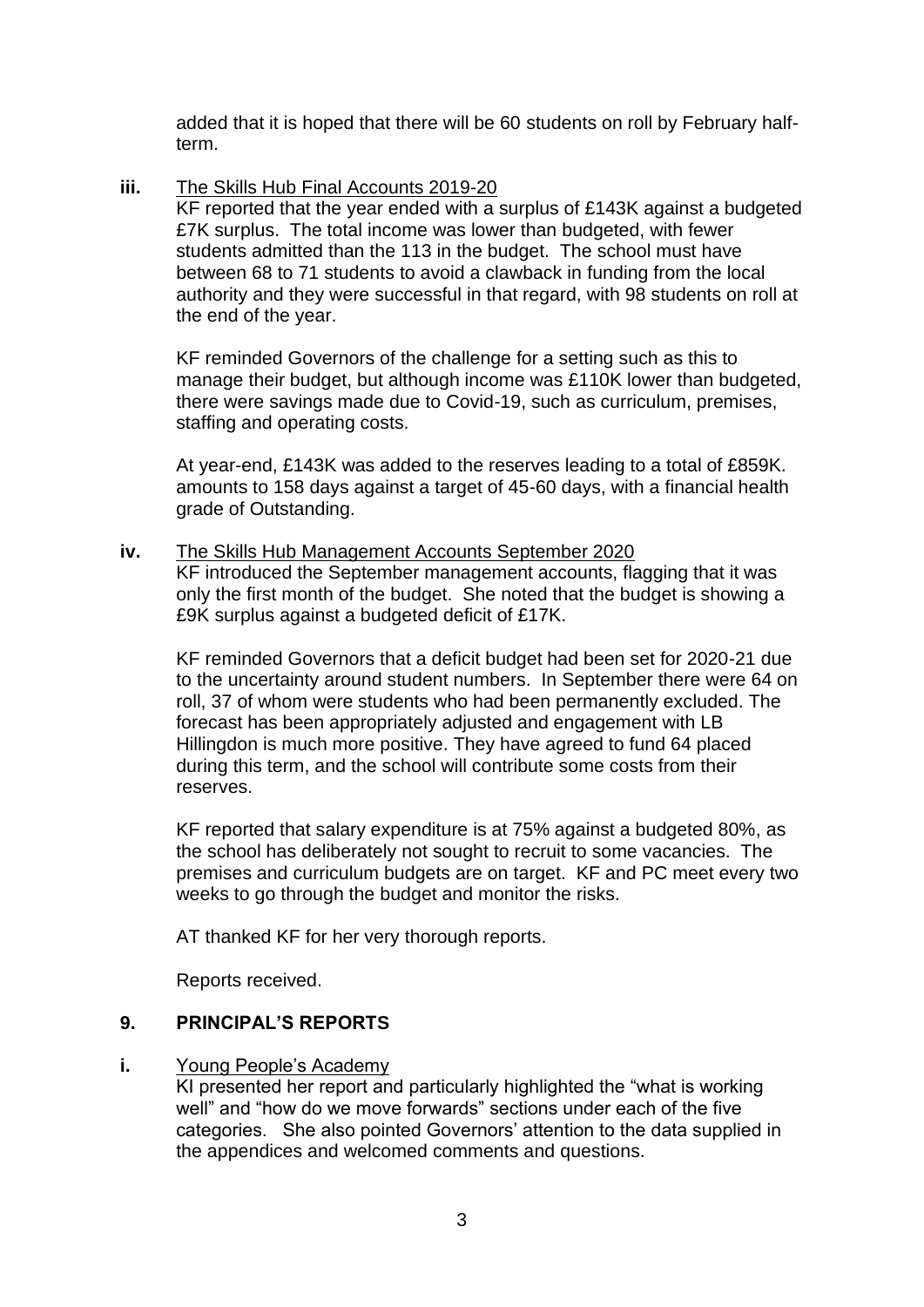added that it is hoped that there will be 60 students on roll by February half-term.

**iii.** The Skills Hub Final Accounts 2019-20

KF reported that the year ended with a surplus of £143K against a budgeted £7K surplus. The total income was lower than budgeted, with fewer students admitted than the 113 in the budget. The school must have between 68 to 71 students to avoid a clawback in funding from the local authority and they were successful in that regard, with 98 students on roll at the end of the year.

KF reminded Governors of the challenge for a setting such as this to manage their budget, but although income was £110K lower than budgeted, there were savings made due to Covid-19, such as curriculum, premises, staffing and operating costs.

At year-end, £143K was added to the reserves leading to a total of £859K. amounts to 158 days against a target of 45-60 days, with a financial health grade of Outstanding.

**iv.** The Skills Hub Management Accounts September 2020

KF introduced the September management accounts, flagging that it was only the first month of the budget. She noted that the budget is showing a £9K surplus against a budgeted deficit of £17K.

KF reminded Governors that a deficit budget had been set for 2020-21 due to the uncertainty around student numbers. In September there were 64 on roll, 37 of whom were students who had been permanently excluded. The forecast has been appropriately adjusted and engagement with LB Hillingdon is much more positive. They have agreed to fund 64 placed during this term, and the school will contribute some costs from their reserves.

KF reported that salary expenditure is at 75% against a budgeted 80%, as the school has deliberately not sought to recruit to some vacancies. The premises and curriculum budgets are on target. KF and PC meet every two weeks to go through the budget and monitor the risks.

AT thanked KF for her very thorough reports.

Reports received.

## 9. PRINCIPAL'S REPORTS

**i.** Young People's Academy

KI presented her report and particularly highlighted the "what is working well" and "how do we move forwards" sections under each of the five categories. She also pointed Governors' attention to the data supplied in the appendices and welcomed comments and questions.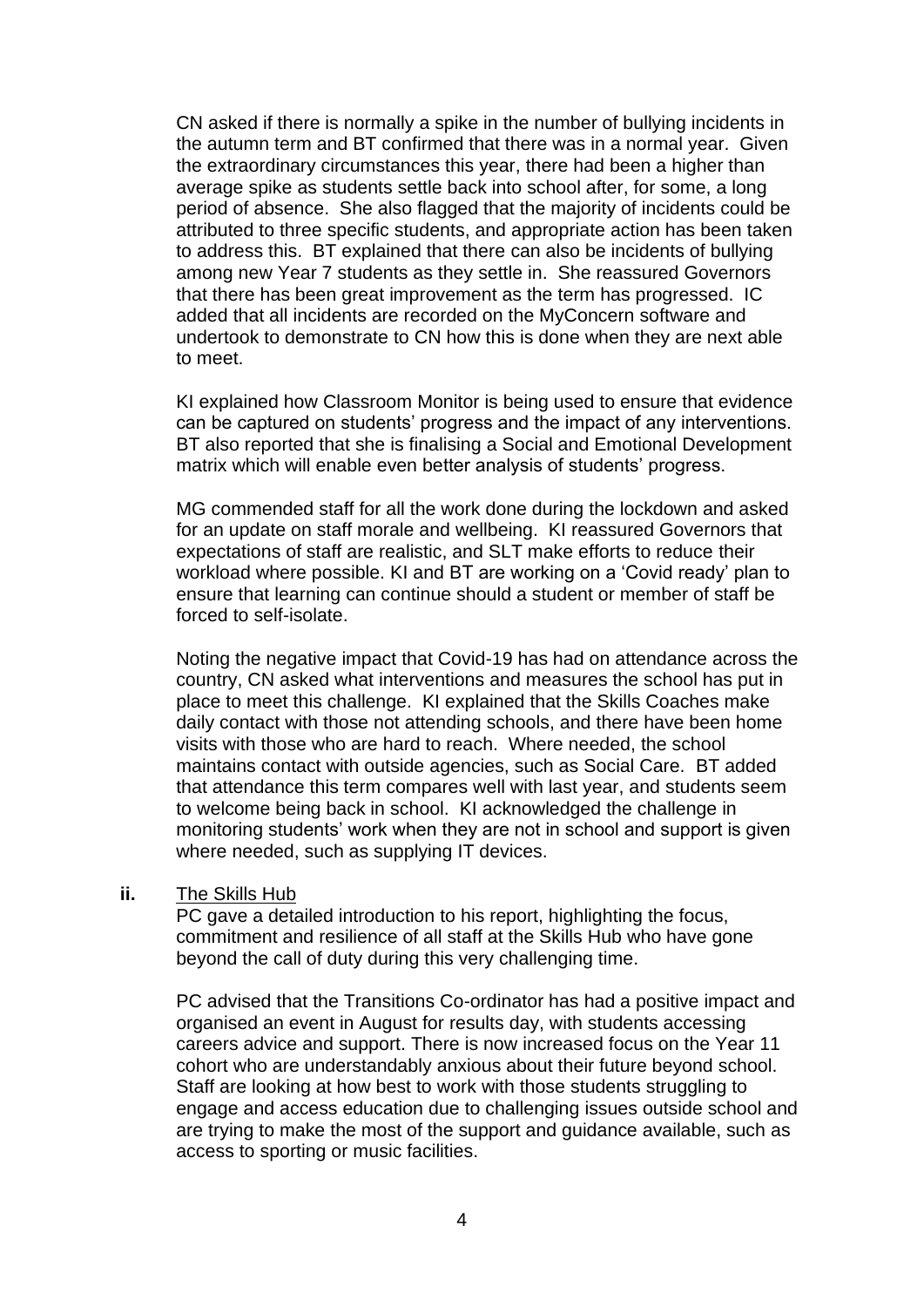CN asked if there is normally a spike in the number of bullying incidents in the autumn term and BT confirmed that there was in a normal year. Given the extraordinary circumstances this year, there had been a higher than average spike as students settle back into school after, for some, a long period of absence. She also flagged that the majority of incidents could be attributed to three specific students, and appropriate action has been taken to address this. BT explained that there can also be incidents of bullying among new Year 7 students as they settle in. She reassured Governors that there has been great improvement as the term has progressed. IC added that all incidents are recorded on the MyConcern software and undertook to demonstrate to CN how this is done when they are next able to meet.

KI explained how Classroom Monitor is being used to ensure that evidence can be captured on students' progress and the impact of any interventions. BT also reported that she is finalising a Social and Emotional Development matrix which will enable even better analysis of students' progress.

MG commended staff for all the work done during the lockdown and asked for an update on staff morale and wellbeing. KI reassured Governors that expectations of staff are realistic, and SLT make efforts to reduce their workload where possible. KI and BT are working on a 'Covid ready' plan to ensure that learning can continue should a student or member of staff be forced to self-isolate.

Noting the negative impact that Covid-19 has had on attendance across the country, CN asked what interventions and measures the school has put in place to meet this challenge. KI explained that the Skills Coaches make daily contact with those not attending schools, and there have been home visits with those who are hard to reach. Where needed, the school maintains contact with outside agencies, such as Social Care. BT added that attendance this term compares well with last year, and students seem to welcome being back in school. KI acknowledged the challenge in monitoring students' work when they are not in school and support is given where needed, such as supplying IT devices.

**ii.** <u>The Skills Hub</u>

PC gave a detailed introduction to his report, highlighting the focus, commitment and resilience of all staff at the Skills Hub who have gone beyond the call of duty during this very challenging time.

PC advised that the Transitions Co-ordinator has had a positive impact and organised an event in August for results day, with students accessing careers advice and support. There is now increased focus on the Year 11 cohort who are understandably anxious about their future beyond school. Staff are looking at how best to work with those students struggling to engage and access education due to challenging issues outside school and are trying to make the most of the support and guidance available, such as access to sporting or music facilities.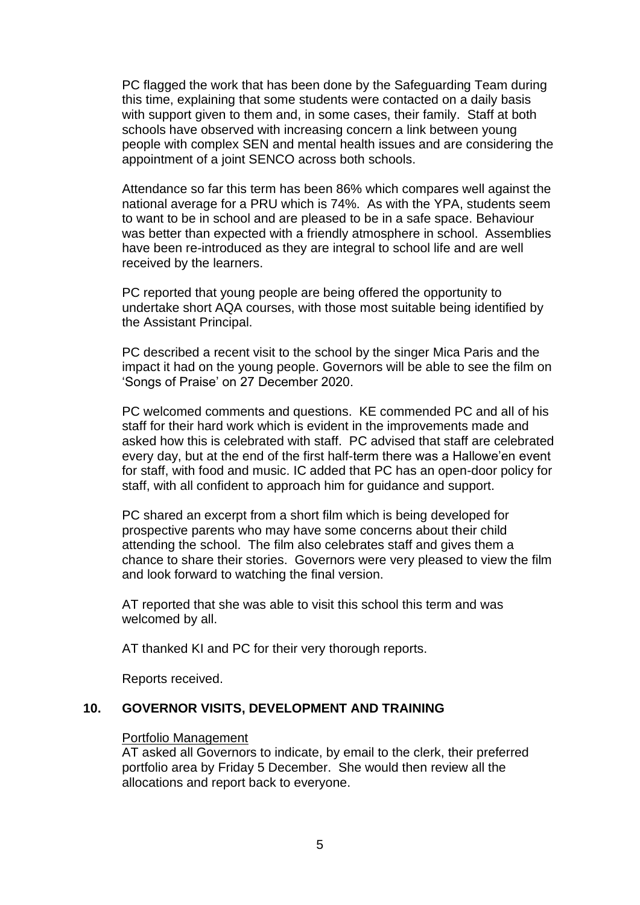PC flagged the work that has been done by the Safeguarding Team during this time, explaining that some students were contacted on a daily basis with support given to them and, in some cases, their family. Staff at both schools have observed with increasing concern a link between young people with complex SEN and mental health issues and are considering the appointment of a joint SENCO across both schools.

Attendance so far this term has been 86% which compares well against the national average for a PRU which is 74%. As with the YPA, students seem to want to be in school and are pleased to be in a safe space. Behaviour was better than expected with a friendly atmosphere in school. Assemblies have been re-introduced as they are integral to school life and are well received by the learners.

PC reported that young people are being offered the opportunity to undertake short AQA courses, with those most suitable being identified by the Assistant Principal.

PC described a recent visit to the school by the singer Mica Paris and the impact it had on the young people. Governors will be able to see the film on 'Songs of Praise' on 27 December 2020.

PC welcomed comments and questions. KE commended PC and all of his staff for their hard work which is evident in the improvements made and asked how this is celebrated with staff. PC advised that staff are celebrated every day, but at the end of the first half-term there was a Hallowe'en event for staff, with food and music. IC added that PC has an open-door policy for staff, with all confident to approach him for guidance and support.

PC shared an excerpt from a short film which is being developed for prospective parents who may have some concerns about their child attending the school. The film also celebrates staff and gives them a chance to share their stories. Governors were very pleased to view the film and look forward to watching the final version.

AT reported that she was able to visit this school this term and was welcomed by all.

AT thanked KI and PC for their very thorough reports.

Reports received.

## 10. GOVERNOR VISITS, DEVELOPMENT AND TRAINING

Portfolio Management

AT asked all Governors to indicate, by email to the clerk, their preferred portfolio area by Friday 5 December. She would then review all the allocations and report back to everyone.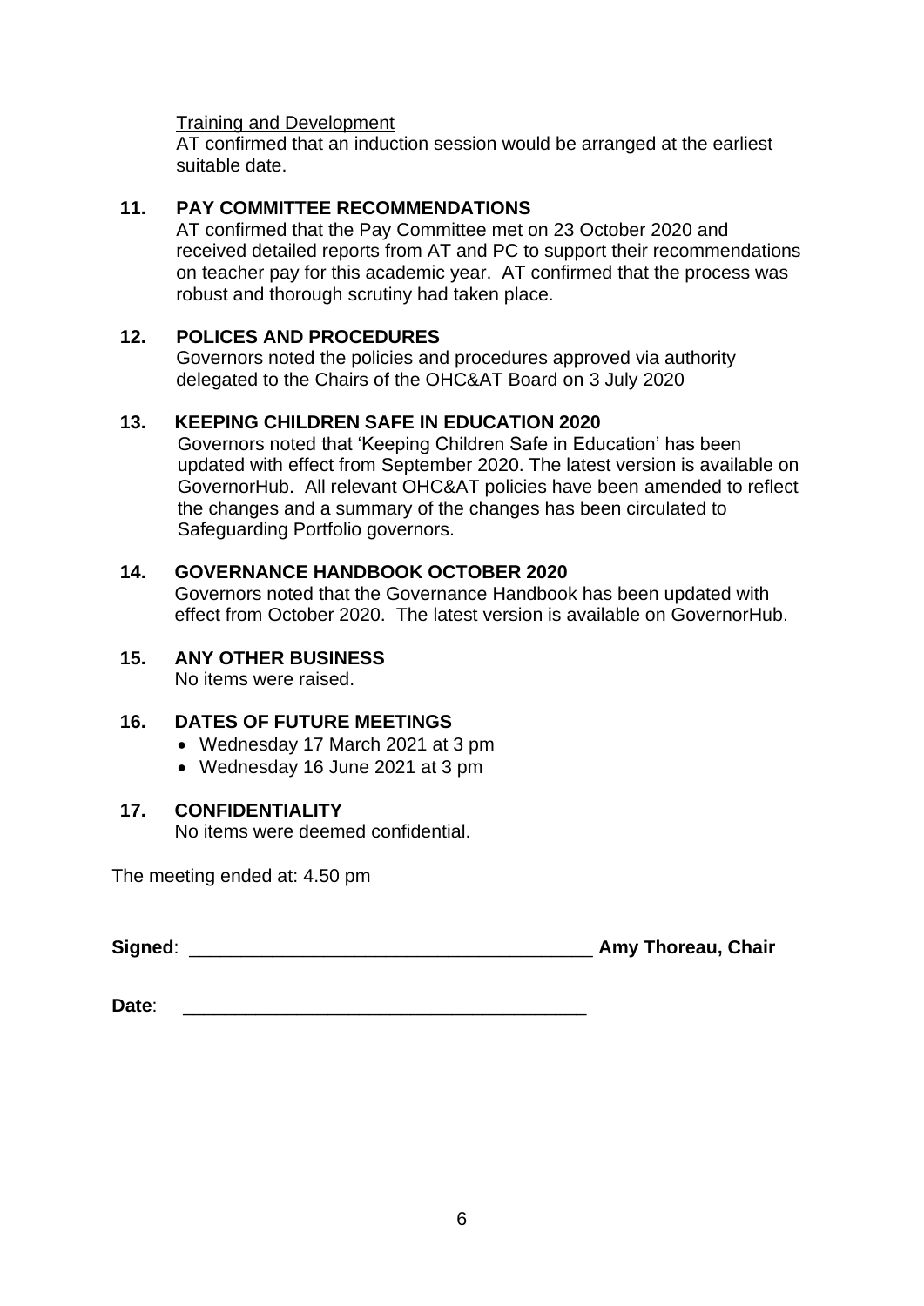Training and Development

AT confirmed that an induction session would be arranged at the earliest suitable date.

**11. PAY COMMITTEE RECOMMENDATIONS**

AT confirmed that the Pay Committee met on 23 October 2020 and received detailed reports from AT and PC to support their recommendations on teacher pay for this academic year. AT confirmed that the process was robust and thorough scrutiny had taken place.

**12. POLICES AND PROCEDURES**

Governors noted the policies and procedures approved via authority delegated to the Chairs of the OHC&AT Board on 3 July 2020

**13. KEEPING CHILDREN SAFE IN EDUCATION 2020**

Governors noted that 'Keeping Children Safe in Education' has been updated with effect from September 2020. The latest version is available on GovernorHub. All relevant OHC&AT policies have been amended to reflect the changes and a summary of the changes has been circulated to Safeguarding Portfolio governors.

**14. GOVERNANCE HANDBOOK OCTOBER 2020**

Governors noted that the Governance Handbook has been updated with effect from October 2020. The latest version is available on GovernorHub.

**15. ANY OTHER BUSINESS**

No items were raised.

**16. DATES OF FUTURE MEETINGS**

- Wednesday 17 March 2021 at 3 pm
- Wednesday 16 June 2021 at 3 pm

**17. CONFIDENTIALITY**

No items were deemed confidential.

The meeting ended at: 4.50 pm

**Signed**: ________________________________________ **Amy Thoreau, Chair**

**Date**: ________________________________________